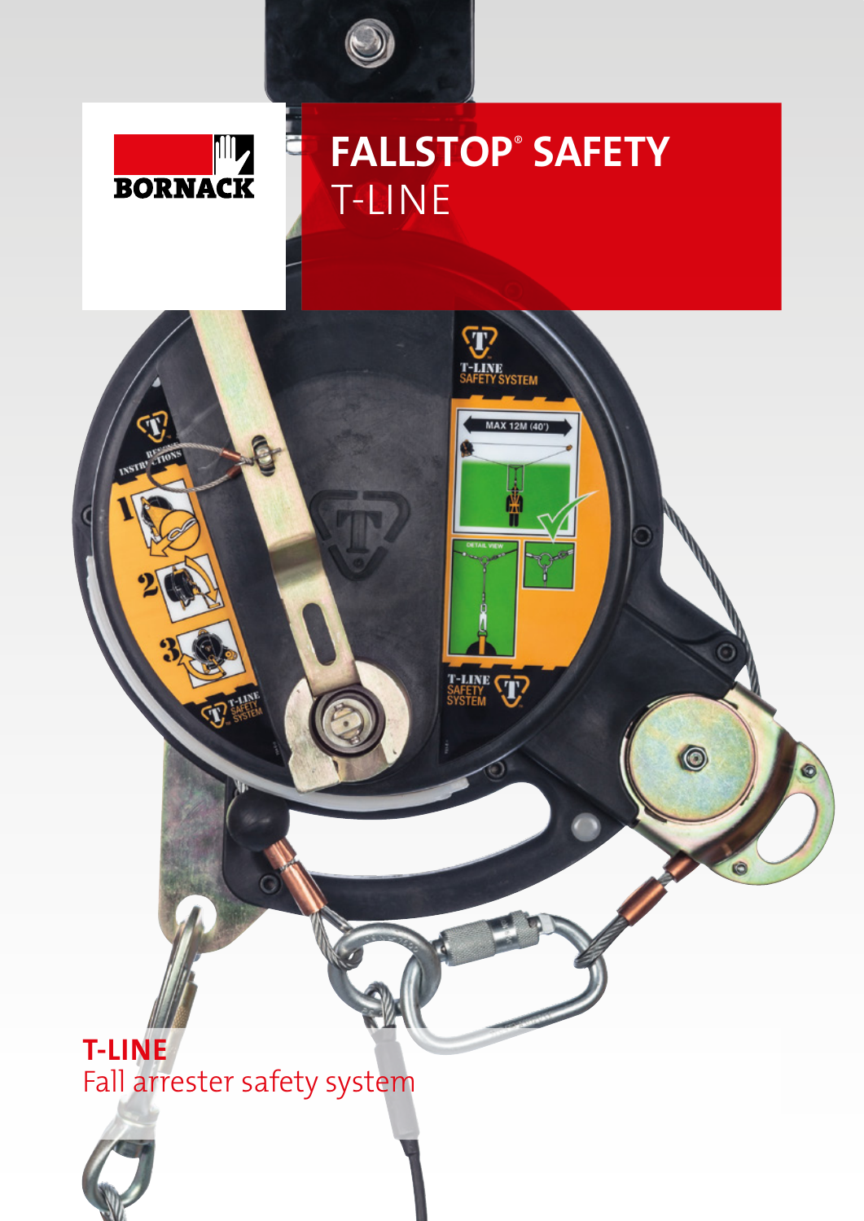BORNACK

# FALLSTOP® SAFETY
T-LINE

## T-LINE
Fall arrester safety system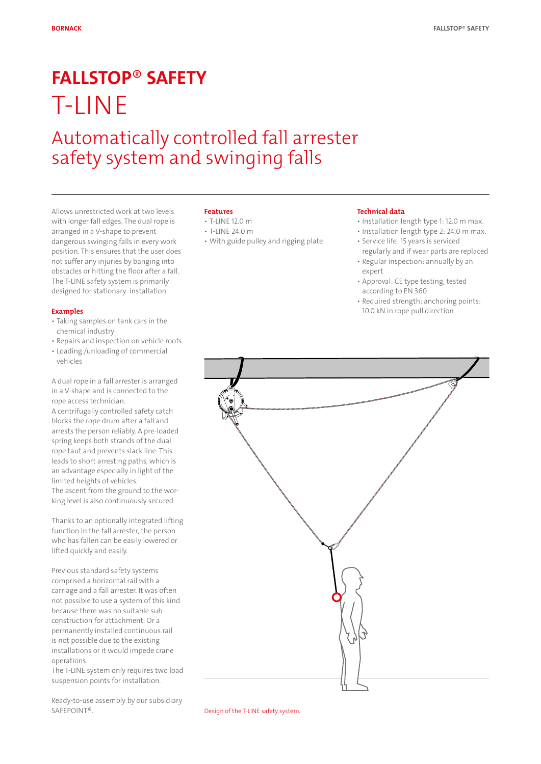# FALLSTOP® SAFETY

# T-LINE

## Automatically controlled fall arrester safety system and swinging falls

Allows unrestricted work at two levels with longer fall edges. The dual rope is arranged in a V-shape to prevent dangerous swinging falls in every work position. This ensures that the user does not suffer any injuries by banging into obstacles or hitting the floor after a fall. The T-LINE safety system is primarily designed for stationary installation.

### Examples

- Taking samples on tank cars in the chemical industry
- Repairs and inspection on vehicle roofs
- Loading /unloading of commercial vehicles

A dual rope in a fall arrester is arranged in a V-shape and is connected to the rope access technician.
A centrifugally controlled safety catch blocks the rope drum after a fall and arrests the person reliably. A pre-loaded spring keeps both strands of the dual rope taut and prevents slack line. This leads to short arresting paths, which is an advantage especially in light of the limited heights of vehicles.
The ascent from the ground to the working level is also continuously secured.

Thanks to an optionally integrated lifting function in the fall arrester, the person who has fallen can be easily lowered or lifted quickly and easily.

Previous standard safety systems comprised a horizontal rail with a carriage and a fall arrester. It was often not possible to use a system of this kind because there was no suitable sub-construction for attachment. Or a permanently installed continuous rail is not possible due to the existing installations or it would impede crane operations.
The T-LINE system only requires two load suspension points for installation.

Ready-to-use assembly by our subsidiary SAFEPOINT®.

### Features

- T-LINE 12.0 m
- T-LINE 24.0 m
- With guide pulley and rigging plate

### Technical data

- Installation length type 1: 12.0 m max.
- Installation length type 2: 24.0 m max.
- Service life: 15 years is serviced regularly and if wear parts are replaced
- Regular inspection: annually by an expert
- Approval: CE type testing, tested according to EN 360
- Required strength: anchoring points: 10.0 kN in rope pull direction

Design of the T-LINE safety system.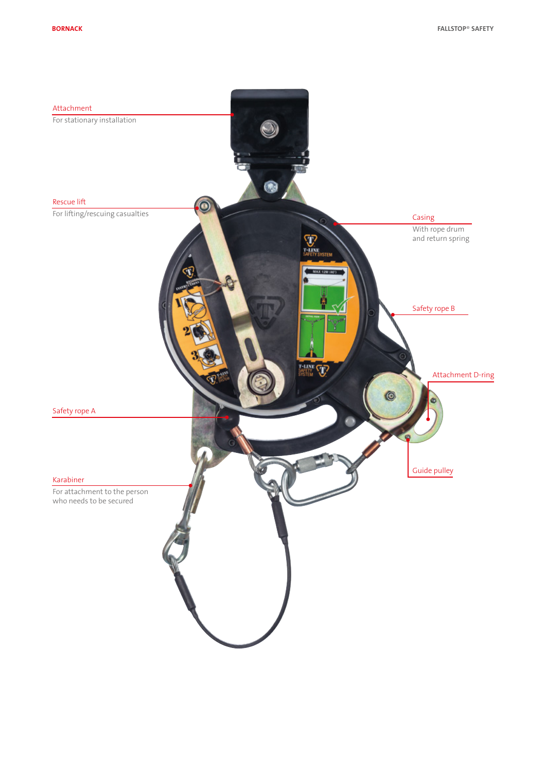Attachment
For stationary installation

Rescue lift
For lifting/rescuing casualties

Casing
With rope drum and return spring

Safety rope B

Attachment D-ring

Safety rope A

Guide pulley

Karabiner
For attachment to the person who needs to be secured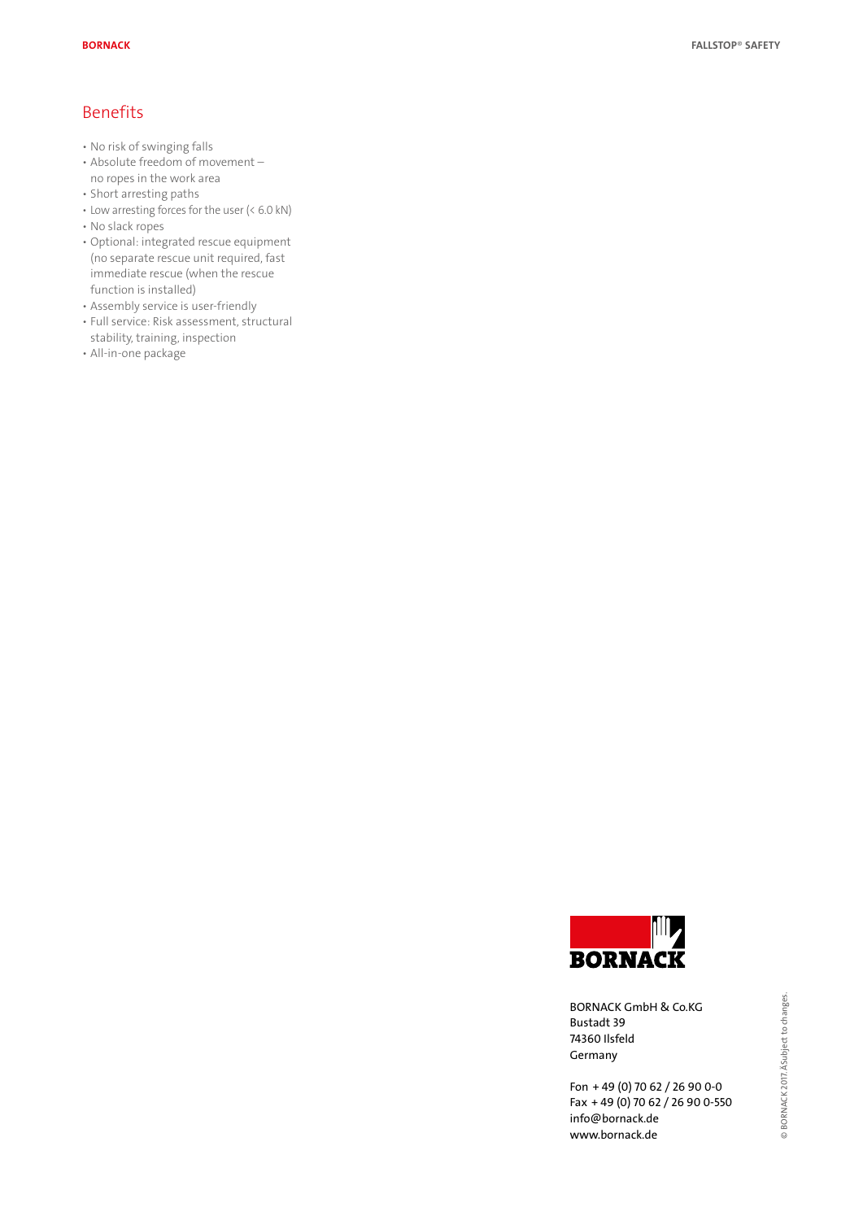## Benefits

- No risk of swinging falls
- Absolute freedom of movement – no ropes in the work area
- Short arresting paths
- Low arresting forces for the user (< 6.0 kN)
- No slack ropes
- Optional: integrated rescue equipment (no separate rescue unit required, fast immediate rescue (when the rescue function is installed)
- Assembly service is user-friendly
- Full service: Risk assessment, structural stability, training, inspection
- All-in-one package

BORNACK GmbH & Co.KG
Bustadt 39
74360 Ilsfeld
Germany

Fon + 49 (0) 70 62 / 26 90 0-0
Fax + 49 (0) 70 62 / 26 90 0-550
info@bornack.de
www.bornack.de

© BORNACK 2017. ÄSubject to changes.